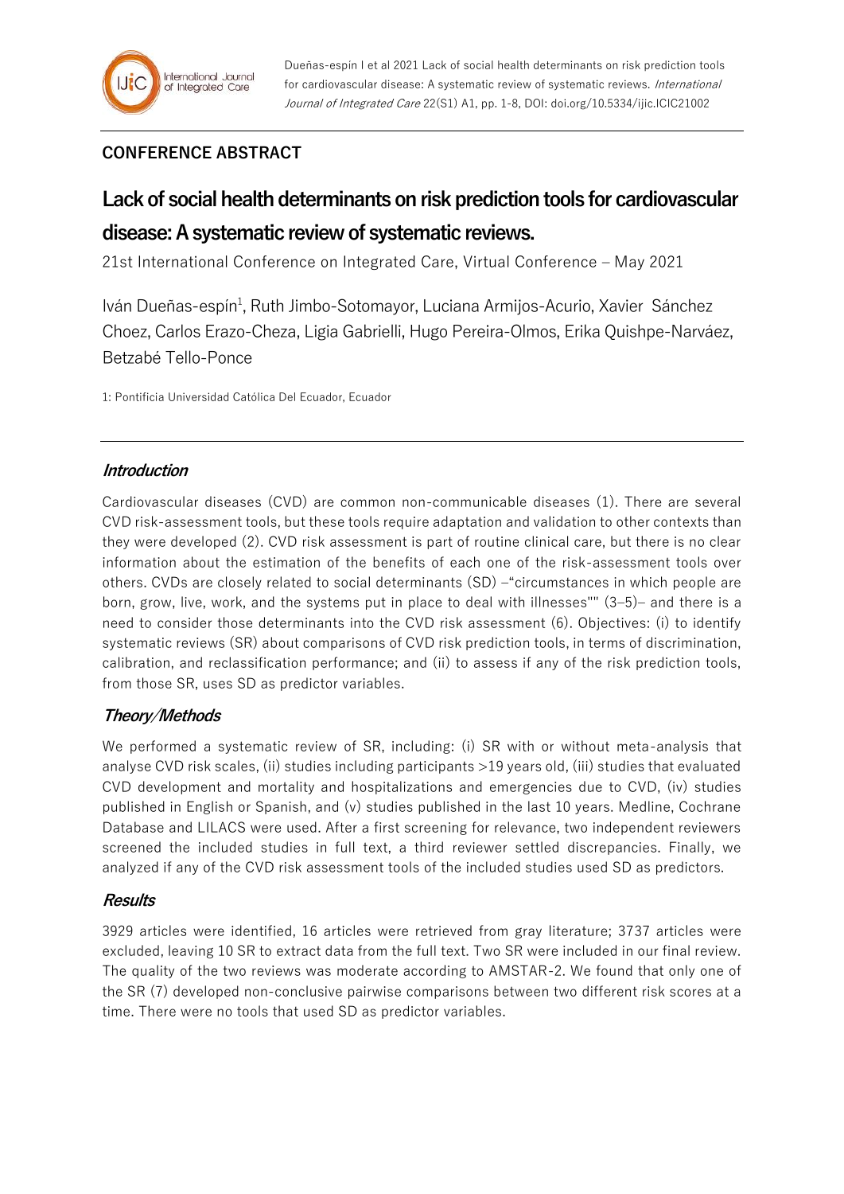Dueñas-espín I et al 2021 Lack of social health determinants on risk prediction tools for cardiovascular disease: A systematic review of systematic reviews. *International Journal of Integrated Care* 22(S1) A1, pp. 1-8, DOI: doi.org/10.5334/ijic.ICIC21002

## CONFERENCE ABSTRACT

# Lack of social health determinants on risk prediction tools for cardiovascular disease: A systematic review of systematic reviews.

21st International Conference on Integrated Care, Virtual Conference – May 2021

Iván Dueñas-espín[1], Ruth Jimbo-Sotomayor, Luciana Armijos-Acurio, Xavier Sánchez Choez, Carlos Erazo-Cheza, Ligia Gabrielli, Hugo Pereira-Olmos, Erika Quishpe-Narváez, Betzabé Tello-Ponce

1: Pontificia Universidad Católica Del Ecuador, Ecuador

### *Introduction*

Cardiovascular diseases (CVD) are common non-communicable diseases (1). There are several CVD risk-assessment tools, but these tools require adaptation and validation to other contexts than they were developed (2). CVD risk assessment is part of routine clinical care, but there is no clear information about the estimation of the benefits of each one of the risk-assessment tools over others. CVDs are closely related to social determinants (SD) –"circumstances in which people are born, grow, live, work, and the systems put in place to deal with illnesses"" (3–5)– and there is a need to consider those determinants into the CVD risk assessment (6). Objectives: (i) to identify systematic reviews (SR) about comparisons of CVD risk prediction tools, in terms of discrimination, calibration, and reclassification performance; and (ii) to assess if any of the risk prediction tools, from those SR, uses SD as predictor variables.

### *Theory/Methods*

We performed a systematic review of SR, including: (i) SR with or without meta-analysis that analyse CVD risk scales, (ii) studies including participants >19 years old, (iii) studies that evaluated CVD development and mortality and hospitalizations and emergencies due to CVD, (iv) studies published in English or Spanish, and (v) studies published in the last 10 years. Medline, Cochrane Database and LILACS were used. After a first screening for relevance, two independent reviewers screened the included studies in full text, a third reviewer settled discrepancies. Finally, we analyzed if any of the CVD risk assessment tools of the included studies used SD as predictors.

### *Results*

3929 articles were identified, 16 articles were retrieved from gray literature; 3737 articles were excluded, leaving 10 SR to extract data from the full text. Two SR were included in our final review. The quality of the two reviews was moderate according to AMSTAR-2. We found that only one of the SR (7) developed non-conclusive pairwise comparisons between two different risk scores at a time. There were no tools that used SD as predictor variables.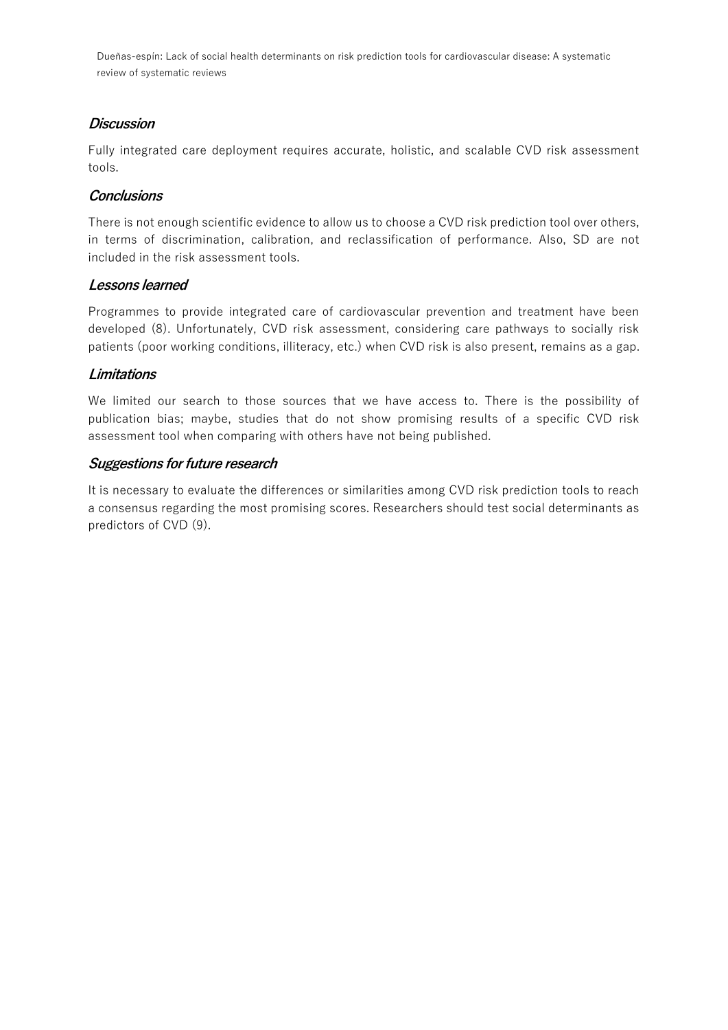### *Discussion*

Fully integrated care deployment requires accurate, holistic, and scalable CVD risk assessment tools.

### *Conclusions*

There is not enough scientific evidence to allow us to choose a CVD risk prediction tool over others, in terms of discrimination, calibration, and reclassification of performance. Also, SD are not included in the risk assessment tools.

### *Lessons learned*

Programmes to provide integrated care of cardiovascular prevention and treatment have been developed (8). Unfortunately, CVD risk assessment, considering care pathways to socially risk patients (poor working conditions, illiteracy, etc.) when CVD risk is also present, remains as a gap.

### *Limitations*

We limited our search to those sources that we have access to. There is the possibility of publication bias; maybe, studies that do not show promising results of a specific CVD risk assessment tool when comparing with others have not being published.

### *Suggestions for future research*

It is necessary to evaluate the differences or similarities among CVD risk prediction tools to reach a consensus regarding the most promising scores. Researchers should test social determinants as predictors of CVD (9).